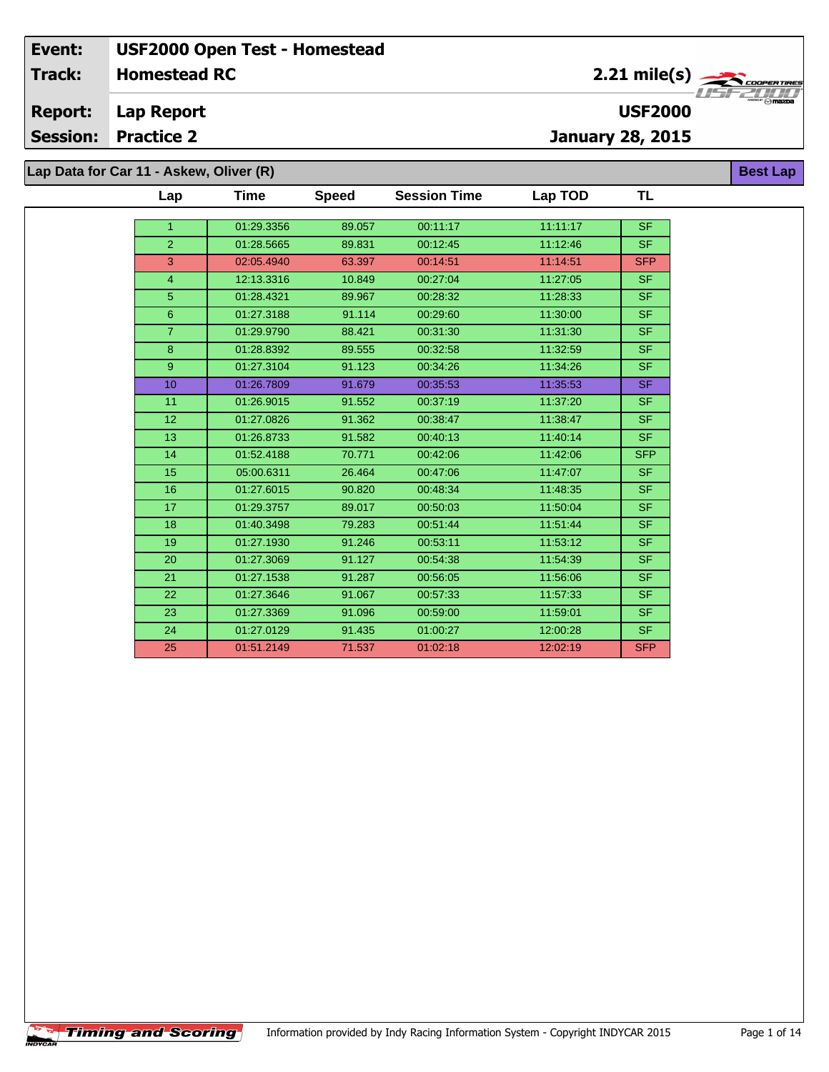| | | | |
|---|---|---|---|
| **Event:** | **USF2000 Open Test - Homestead** | | |
| **Track:** | **Homestead RC** | **2.21 mile(s)** | |
| **Report:** | **Lap Report** | **USF2000** | |
| **Session:** | **Practice 2** | **January 28, 2015** | |

## Lap Data for Car 11 - Askew, Oliver (R)

**Best Lap**

| Lap | Time | Speed | Session Time | Lap TOD | TL |
|---|---|---|---|---|---|
| 1 | 01:29.3356 | 89.057 | 00:11:17 | 11:11:17 | SF |
| 2 | 01:28.5665 | 89.831 | 00:12:45 | 11:12:46 | SF |
| 3 | 02:05.4940 | 63.397 | 00:14:51 | 11:14:51 | SFP |
| 4 | 12:13.3316 | 10.849 | 00:27:04 | 11:27:05 | SF |
| 5 | 01:28.4321 | 89.967 | 00:28:32 | 11:28:33 | SF |
| 6 | 01:27.3188 | 91.114 | 00:29:60 | 11:30:00 | SF |
| 7 | 01:29.9790 | 88.421 | 00:31:30 | 11:31:30 | SF |
| 8 | 01:28.8392 | 89.555 | 00:32:58 | 11:32:59 | SF |
| 9 | 01:27.3104 | 91.123 | 00:34:26 | 11:34:26 | SF |
| 10 | 01:26.7809 | 91.679 | 00:35:53 | 11:35:53 | SF |
| 11 | 01:26.9015 | 91.552 | 00:37:19 | 11:37:20 | SF |
| 12 | 01:27.0826 | 91.362 | 00:38:47 | 11:38:47 | SF |
| 13 | 01:26.8733 | 91.582 | 00:40:13 | 11:40:14 | SF |
| 14 | 01:52.4188 | 70.771 | 00:42:06 | 11:42:06 | SFP |
| 15 | 05:00.6311 | 26.464 | 00:47:06 | 11:47:07 | SF |
| 16 | 01:27.6015 | 90.820 | 00:48:34 | 11:48:35 | SF |
| 17 | 01:29.3757 | 89.017 | 00:50:03 | 11:50:04 | SF |
| 18 | 01:40.3498 | 79.283 | 00:51:44 | 11:51:44 | SF |
| 19 | 01:27.1930 | 91.246 | 00:53:11 | 11:53:12 | SF |
| 20 | 01:27.3069 | 91.127 | 00:54:38 | 11:54:39 | SF |
| 21 | 01:27.1538 | 91.287 | 00:56:05 | 11:56:06 | SF |
| 22 | 01:27.3646 | 91.067 | 00:57:33 | 11:57:33 | SF |
| 23 | 01:27.3369 | 91.096 | 00:59:00 | 11:59:01 | SF |
| 24 | 01:27.0129 | 91.435 | 01:00:27 | 12:00:28 | SF |
| 25 | 01:51.2149 | 71.537 | 01:02:18 | 12:02:19 | SFP |

Timing and Scoring

Information provided by Indy Racing Information System - Copyright INDYCAR 2015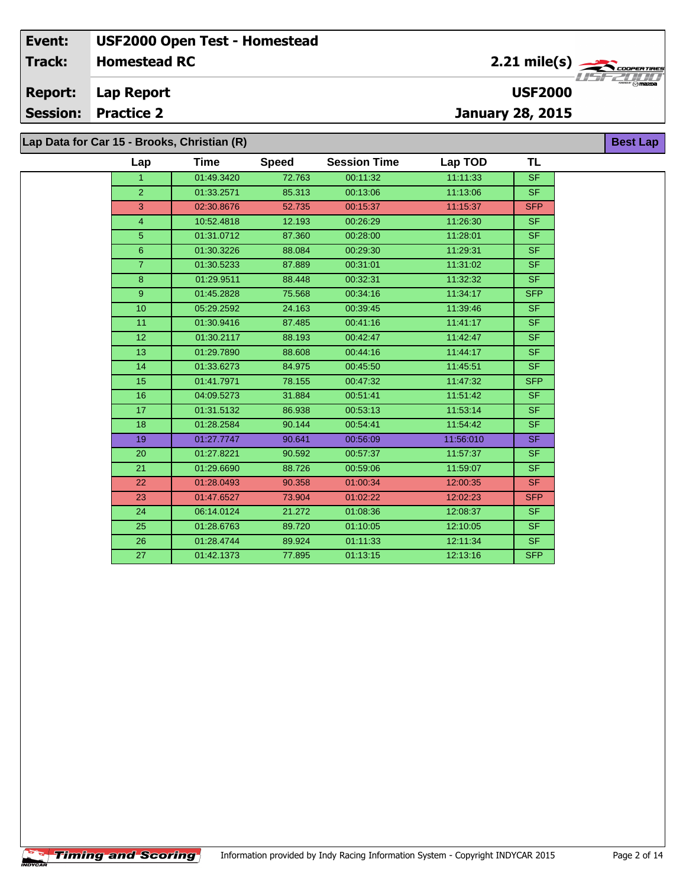| Event: | USF2000 Open Test - Homestead | |
|---|---|---|
| Track: | Homestead RC | 2.21 mile(s) |
| Report: | Lap Report | USF2000 |
| Session: | Practice 2 | January 28, 2015 |

**Lap Data for Car 15 - Brooks, Christian (R)** — Best Lap

| Lap | Time | Speed | Session Time | Lap TOD | TL |
|---|---|---|---|---|---|
| 1 | 01:49.3420 | 72.763 | 00:11:32 | 11:11:33 | SF |
| 2 | 01:33.2571 | 85.313 | 00:13:06 | 11:13:06 | SF |
| 3 | 02:30.8676 | 52.735 | 00:15:37 | 11:15:37 | SFP |
| 4 | 10:52.4818 | 12.193 | 00:26:29 | 11:26:30 | SF |
| 5 | 01:31.0712 | 87.360 | 00:28:00 | 11:28:01 | SF |
| 6 | 01:30.3226 | 88.084 | 00:29:30 | 11:29:31 | SF |
| 7 | 01:30.5233 | 87.889 | 00:31:01 | 11:31:02 | SF |
| 8 | 01:29.9511 | 88.448 | 00:32:31 | 11:32:32 | SF |
| 9 | 01:45.2828 | 75.568 | 00:34:16 | 11:34:17 | SFP |
| 10 | 05:29.2592 | 24.163 | 00:39:45 | 11:39:46 | SF |
| 11 | 01:30.9416 | 87.485 | 00:41:16 | 11:41:17 | SF |
| 12 | 01:30.2117 | 88.193 | 00:42:47 | 11:42:47 | SF |
| 13 | 01:29.7890 | 88.608 | 00:44:16 | 11:44:17 | SF |
| 14 | 01:33.6273 | 84.975 | 00:45:50 | 11:45:51 | SF |
| 15 | 01:41.7971 | 78.155 | 00:47:32 | 11:47:32 | SFP |
| 16 | 04:09.5273 | 31.884 | 00:51:41 | 11:51:42 | SF |
| 17 | 01:31.5132 | 86.938 | 00:53:13 | 11:53:14 | SF |
| 18 | 01:28.2584 | 90.144 | 00:54:41 | 11:54:42 | SF |
| 19 | 01:27.7747 | 90.641 | 00:56:09 | 11:56:010 | SF |
| 20 | 01:27.8221 | 90.592 | 00:57:37 | 11:57:37 | SF |
| 21 | 01:29.6690 | 88.726 | 00:59:06 | 11:59:07 | SF |
| 22 | 01:28.0493 | 90.358 | 01:00:34 | 12:00:35 | SF |
| 23 | 01:47.6527 | 73.904 | 01:02:22 | 12:02:23 | SFP |
| 24 | 06:14.0124 | 21.272 | 01:08:36 | 12:08:37 | SF |
| 25 | 01:28.6763 | 89.720 | 01:10:05 | 12:10:05 | SF |
| 26 | 01:28.4744 | 89.924 | 01:11:33 | 12:11:34 | SF |
| 27 | 01:42.1373 | 77.895 | 01:13:15 | 12:13:16 | SFP |

Timing and Scoring — Information provided by Indy Racing Information System - Copyright INDYCAR 2015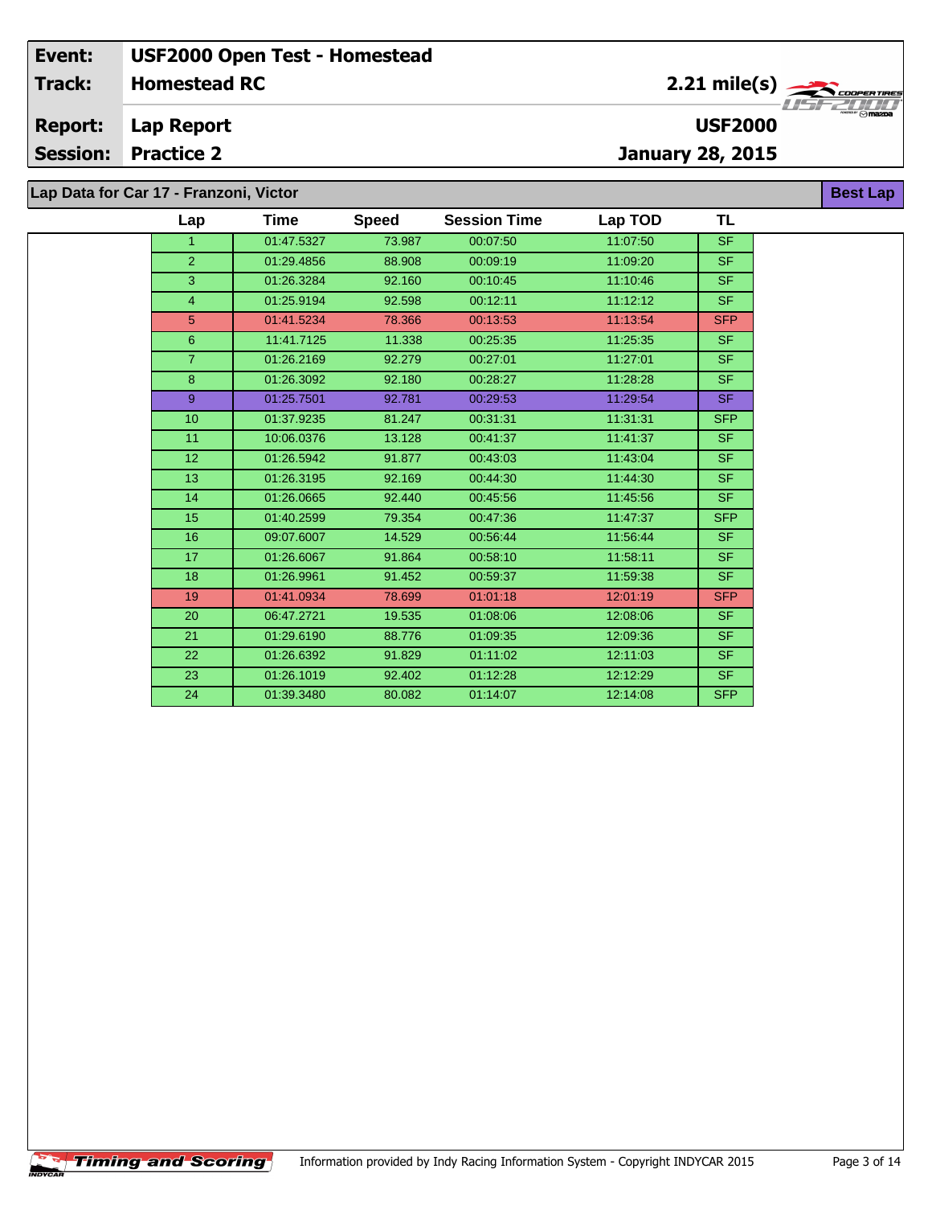| | | | |
|---|---|---|---|
| **Event:** | **USF2000 Open Test - Homestead** | | |
| **Track:** | **Homestead RC** | **2.21 mile(s)** | |
| **Report:** | **Lap Report** | **USF2000** | |
| **Session:** | **Practice 2** | **January 28, 2015** | |

## Lap Data for Car 17 - Franzoni, Victor

**Best Lap**

| Lap | Time | Speed | Session Time | Lap TOD | TL |
|---|---|---|---|---|---|
| 1 | 01:47.5327 | 73.987 | 00:07:50 | 11:07:50 | SF |
| 2 | 01:29.4856 | 88.908 | 00:09:19 | 11:09:20 | SF |
| 3 | 01:26.3284 | 92.160 | 00:10:45 | 11:10:46 | SF |
| 4 | 01:25.9194 | 92.598 | 00:12:11 | 11:12:12 | SF |
| 5 | 01:41.5234 | 78.366 | 00:13:53 | 11:13:54 | SFP |
| 6 | 11:41.7125 | 11.338 | 00:25:35 | 11:25:35 | SF |
| 7 | 01:26.2169 | 92.279 | 00:27:01 | 11:27:01 | SF |
| 8 | 01:26.3092 | 92.180 | 00:28:27 | 11:28:28 | SF |
| 9 | 01:25.7501 | 92.781 | 00:29:53 | 11:29:54 | SF |
| 10 | 01:37.9235 | 81.247 | 00:31:31 | 11:31:31 | SFP |
| 11 | 10:06.0376 | 13.128 | 00:41:37 | 11:41:37 | SF |
| 12 | 01:26.5942 | 91.877 | 00:43:03 | 11:43:04 | SF |
| 13 | 01:26.3195 | 92.169 | 00:44:30 | 11:44:30 | SF |
| 14 | 01:26.0665 | 92.440 | 00:45:56 | 11:45:56 | SF |
| 15 | 01:40.2599 | 79.354 | 00:47:36 | 11:47:37 | SFP |
| 16 | 09:07.6007 | 14.529 | 00:56:44 | 11:56:44 | SF |
| 17 | 01:26.6067 | 91.864 | 00:58:10 | 11:58:11 | SF |
| 18 | 01:26.9961 | 91.452 | 00:59:37 | 11:59:38 | SF |
| 19 | 01:41.0934 | 78.699 | 01:01:18 | 12:01:19 | SFP |
| 20 | 06:47.2721 | 19.535 | 01:08:06 | 12:08:06 | SF |
| 21 | 01:29.6190 | 88.776 | 01:09:35 | 12:09:36 | SF |
| 22 | 01:26.6392 | 91.829 | 01:11:02 | 12:11:03 | SF |
| 23 | 01:26.1019 | 92.402 | 01:12:28 | 12:12:29 | SF |
| 24 | 01:39.3480 | 80.082 | 01:14:07 | 12:14:08 | SFP |

Information provided by Indy Racing Information System - Copyright INDYCAR 2015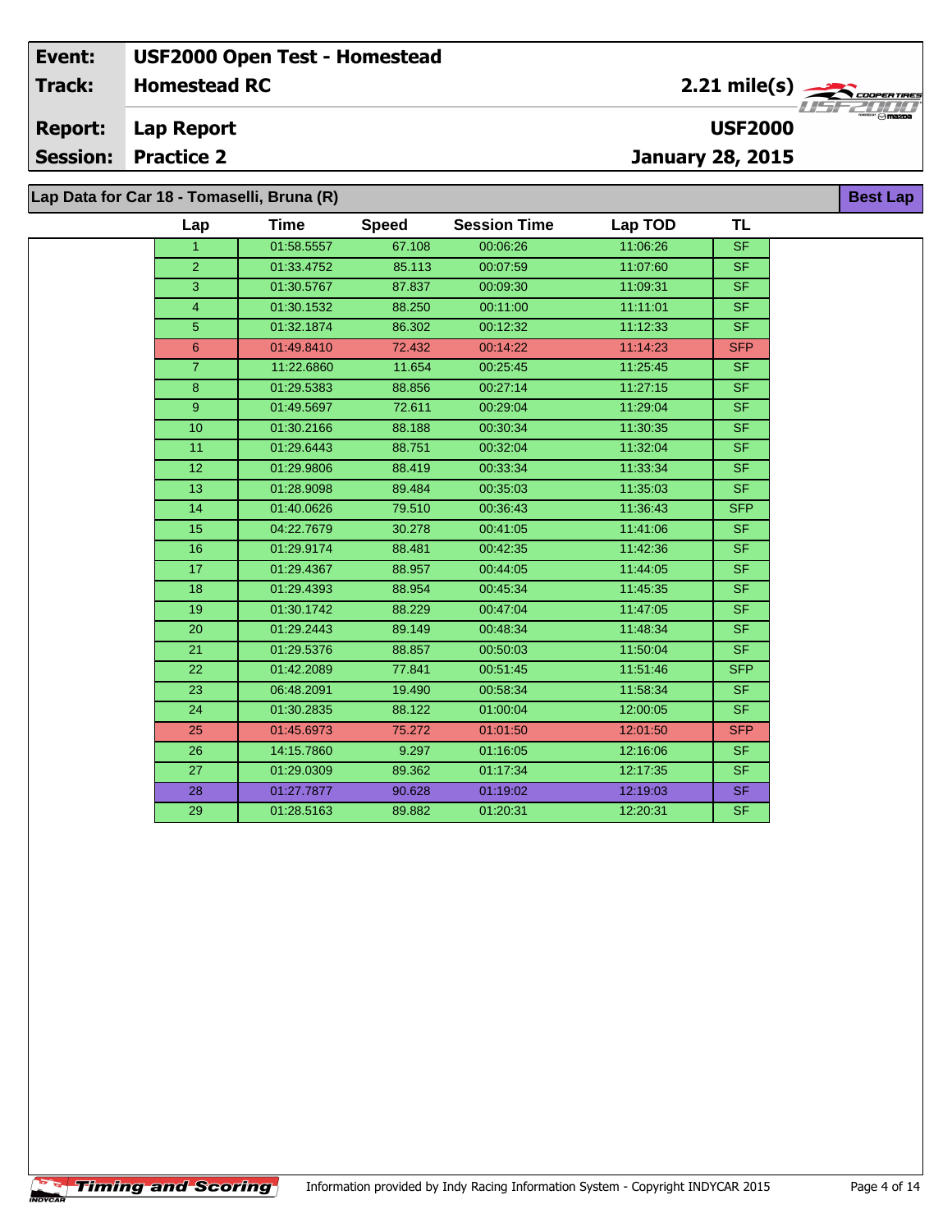| Event: | USF2000 Open Test - Homestead | |
| --- | --- | --- |
| Track: | Homestead RC | 2.21 mile(s) |
| Report: | Lap Report | USF2000 |
| Session: | Practice 2 | January 28, 2015 |

## Lap Data for Car 18 - Tomaselli, Bruna (R)

Best Lap

| Lap | Time | Speed | Session Time | Lap TOD | TL |
| --- | --- | --- | --- | --- | --- |
| 1 | 01:58.5557 | 67.108 | 00:06:26 | 11:06:26 | SF |
| 2 | 01:33.4752 | 85.113 | 00:07:59 | 11:07:60 | SF |
| 3 | 01:30.5767 | 87.837 | 00:09:30 | 11:09:31 | SF |
| 4 | 01:30.1532 | 88.250 | 00:11:00 | 11:11:01 | SF |
| 5 | 01:32.1874 | 86.302 | 00:12:32 | 11:12:33 | SF |
| 6 | 01:49.8410 | 72.432 | 00:14:22 | 11:14:23 | SFP |
| 7 | 11:22.6860 | 11.654 | 00:25:45 | 11:25:45 | SF |
| 8 | 01:29.5383 | 88.856 | 00:27:14 | 11:27:15 | SF |
| 9 | 01:49.5697 | 72.611 | 00:29:04 | 11:29:04 | SF |
| 10 | 01:30.2166 | 88.188 | 00:30:34 | 11:30:35 | SF |
| 11 | 01:29.6443 | 88.751 | 00:32:04 | 11:32:04 | SF |
| 12 | 01:29.9806 | 88.419 | 00:33:34 | 11:33:34 | SF |
| 13 | 01:28.9098 | 89.484 | 00:35:03 | 11:35:03 | SF |
| 14 | 01:40.0626 | 79.510 | 00:36:43 | 11:36:43 | SFP |
| 15 | 04:22.7679 | 30.278 | 00:41:05 | 11:41:06 | SF |
| 16 | 01:29.9174 | 88.481 | 00:42:35 | 11:42:36 | SF |
| 17 | 01:29.4367 | 88.957 | 00:44:05 | 11:44:05 | SF |
| 18 | 01:29.4393 | 88.954 | 00:45:34 | 11:45:35 | SF |
| 19 | 01:30.1742 | 88.229 | 00:47:04 | 11:47:05 | SF |
| 20 | 01:29.2443 | 89.149 | 00:48:34 | 11:48:34 | SF |
| 21 | 01:29.5376 | 88.857 | 00:50:03 | 11:50:04 | SF |
| 22 | 01:42.2089 | 77.841 | 00:51:45 | 11:51:46 | SFP |
| 23 | 06:48.2091 | 19.490 | 00:58:34 | 11:58:34 | SF |
| 24 | 01:30.2835 | 88.122 | 01:00:04 | 12:00:05 | SF |
| 25 | 01:45.6973 | 75.272 | 01:01:50 | 12:01:50 | SFP |
| 26 | 14:15.7860 | 9.297 | 01:16:05 | 12:16:06 | SF |
| 27 | 01:29.0309 | 89.362 | 01:17:34 | 12:17:35 | SF |
| 28 | 01:27.7877 | 90.628 | 01:19:02 | 12:19:03 | SF |
| 29 | 01:28.5163 | 89.882 | 01:20:31 | 12:20:31 | SF |

Timing and Scoring

Information provided by Indy Racing Information System - Copyright INDYCAR 2015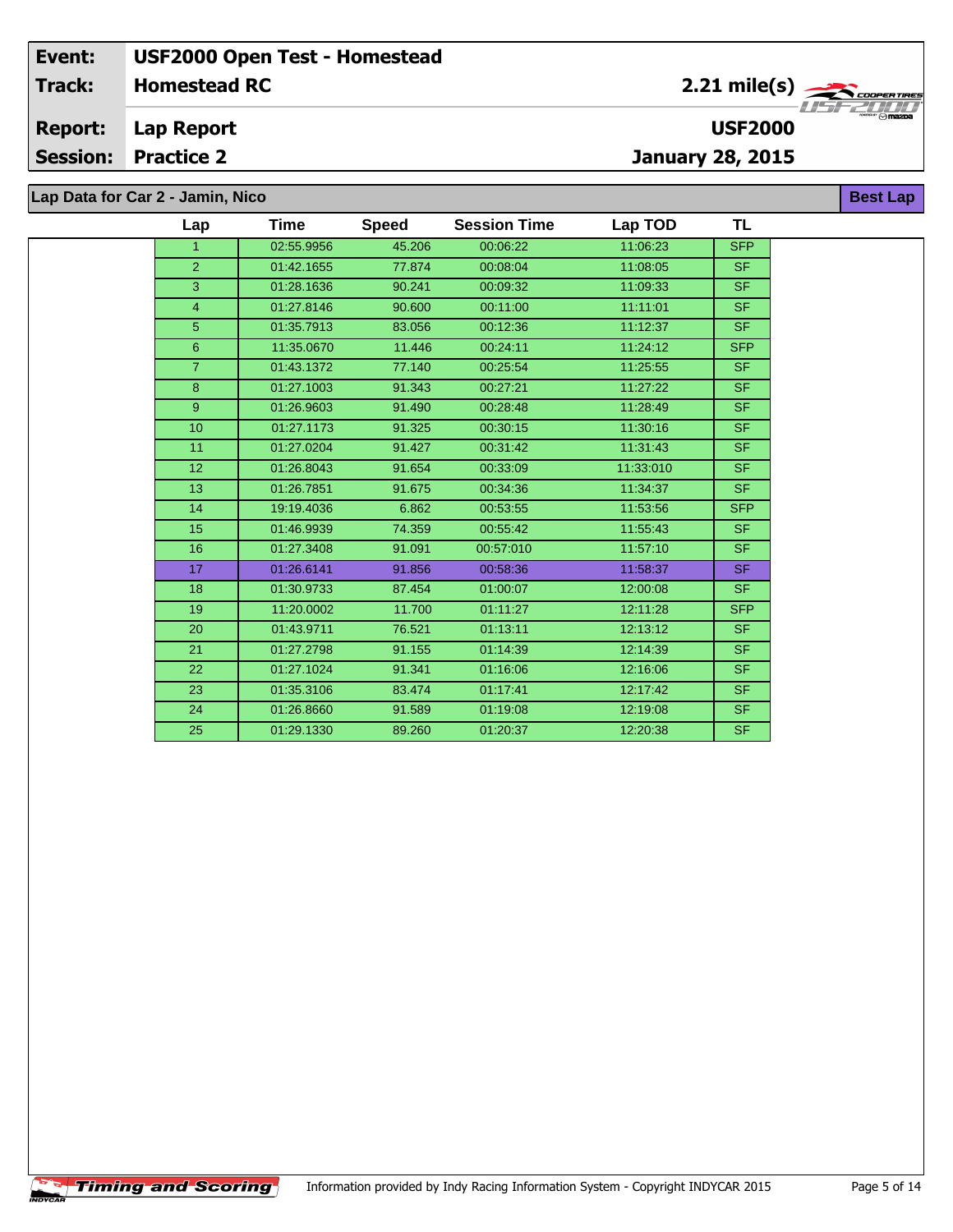| Event: | USF2000 Open Test - Homestead | |
|---|---|---|
| Track: | Homestead RC | 2.21 mile(s) |
| Report: | Lap Report | USF2000 |
| Session: | Practice 2 | January 28, 2015 |

## Lap Data for Car 2 - Jamin, Nico

Best Lap

| Lap | Time | Speed | Session Time | Lap TOD | TL |
|---|---|---|---|---|---|
| 1 | 02:55.9956 | 45.206 | 00:06:22 | 11:06:23 | SFP |
| 2 | 01:42.1655 | 77.874 | 00:08:04 | 11:08:05 | SF |
| 3 | 01:28.1636 | 90.241 | 00:09:32 | 11:09:33 | SF |
| 4 | 01:27.8146 | 90.600 | 00:11:00 | 11:11:01 | SF |
| 5 | 01:35.7913 | 83.056 | 00:12:36 | 11:12:37 | SF |
| 6 | 11:35.0670 | 11.446 | 00:24:11 | 11:24:12 | SFP |
| 7 | 01:43.1372 | 77.140 | 00:25:54 | 11:25:55 | SF |
| 8 | 01:27.1003 | 91.343 | 00:27:21 | 11:27:22 | SF |
| 9 | 01:26.9603 | 91.490 | 00:28:48 | 11:28:49 | SF |
| 10 | 01:27.1173 | 91.325 | 00:30:15 | 11:30:16 | SF |
| 11 | 01:27.0204 | 91.427 | 00:31:42 | 11:31:43 | SF |
| 12 | 01:26.8043 | 91.654 | 00:33:09 | 11:33:010 | SF |
| 13 | 01:26.7851 | 91.675 | 00:34:36 | 11:34:37 | SF |
| 14 | 19:19.4036 | 6.862 | 00:53:55 | 11:53:56 | SFP |
| 15 | 01:46.9939 | 74.359 | 00:55:42 | 11:55:43 | SF |
| 16 | 01:27.3408 | 91.091 | 00:57:010 | 11:57:10 | SF |
| 17 | 01:26.6141 | 91.856 | 00:58:36 | 11:58:37 | SF |
| 18 | 01:30.9733 | 87.454 | 01:00:07 | 12:00:08 | SF |
| 19 | 11:20.0002 | 11.700 | 01:11:27 | 12:11:28 | SFP |
| 20 | 01:43.9711 | 76.521 | 01:13:11 | 12:13:12 | SF |
| 21 | 01:27.2798 | 91.155 | 01:14:39 | 12:14:39 | SF |
| 22 | 01:27.1024 | 91.341 | 01:16:06 | 12:16:06 | SF |
| 23 | 01:35.3106 | 83.474 | 01:17:41 | 12:17:42 | SF |
| 24 | 01:26.8660 | 91.589 | 01:19:08 | 12:19:08 | SF |
| 25 | 01:29.1330 | 89.260 | 01:20:37 | 12:20:38 | SF |

Information provided by Indy Racing Information System - Copyright INDYCAR 2015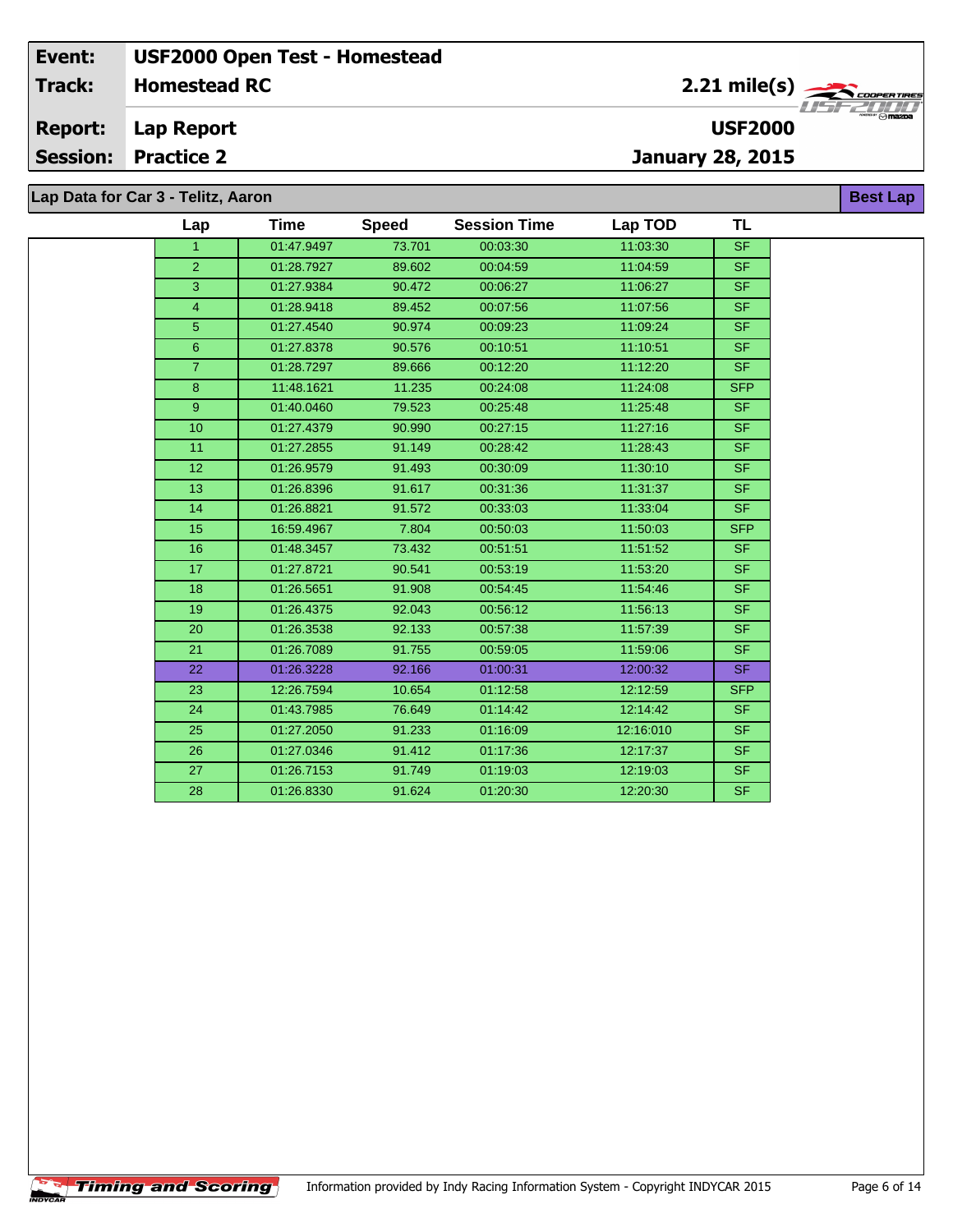| | |
|---|---|
| **Event:** | **USF2000 Open Test - Homestead** |
| **Track:** | **Homestead RC** — **2.21 mile(s)** |
| **Report:** | **Lap Report** — **USF2000** |
| **Session:** | **Practice 2** — **January 28, 2015** |

## Lap Data for Car 3 - Telitz, Aaron

**Best Lap**

| Lap | Time | Speed | Session Time | Lap TOD | TL |
|---|---|---|---|---|---|
| 1 | 01:47.9497 | 73.701 | 00:03:30 | 11:03:30 | SF |
| 2 | 01:28.7927 | 89.602 | 00:04:59 | 11:04:59 | SF |
| 3 | 01:27.9384 | 90.472 | 00:06:27 | 11:06:27 | SF |
| 4 | 01:28.9418 | 89.452 | 00:07:56 | 11:07:56 | SF |
| 5 | 01:27.4540 | 90.974 | 00:09:23 | 11:09:24 | SF |
| 6 | 01:27.8378 | 90.576 | 00:10:51 | 11:10:51 | SF |
| 7 | 01:28.7297 | 89.666 | 00:12:20 | 11:12:20 | SF |
| 8 | 11:48.1621 | 11.235 | 00:24:08 | 11:24:08 | SFP |
| 9 | 01:40.0460 | 79.523 | 00:25:48 | 11:25:48 | SF |
| 10 | 01:27.4379 | 90.990 | 00:27:15 | 11:27:16 | SF |
| 11 | 01:27.2855 | 91.149 | 00:28:42 | 11:28:43 | SF |
| 12 | 01:26.9579 | 91.493 | 00:30:09 | 11:30:10 | SF |
| 13 | 01:26.8396 | 91.617 | 00:31:36 | 11:31:37 | SF |
| 14 | 01:26.8821 | 91.572 | 00:33:03 | 11:33:04 | SF |
| 15 | 16:59.4967 | 7.804 | 00:50:03 | 11:50:03 | SFP |
| 16 | 01:48.3457 | 73.432 | 00:51:51 | 11:51:52 | SF |
| 17 | 01:27.8721 | 90.541 | 00:53:19 | 11:53:20 | SF |
| 18 | 01:26.5651 | 91.908 | 00:54:45 | 11:54:46 | SF |
| 19 | 01:26.4375 | 92.043 | 00:56:12 | 11:56:13 | SF |
| 20 | 01:26.3538 | 92.133 | 00:57:38 | 11:57:39 | SF |
| 21 | 01:26.7089 | 91.755 | 00:59:05 | 11:59:06 | SF |
| 22 | 01:26.3228 | 92.166 | 01:00:31 | 12:00:32 | SF |
| 23 | 12:26.7594 | 10.654 | 01:12:58 | 12:12:59 | SFP |
| 24 | 01:43.7985 | 76.649 | 01:14:42 | 12:14:42 | SF |
| 25 | 01:27.2050 | 91.233 | 01:16:09 | 12:16:010 | SF |
| 26 | 01:27.0346 | 91.412 | 01:17:36 | 12:17:37 | SF |
| 27 | 01:26.7153 | 91.749 | 01:19:03 | 12:19:03 | SF |
| 28 | 01:26.8330 | 91.624 | 01:20:30 | 12:20:30 | SF |

Timing and Scoring — Information provided by Indy Racing Information System - Copyright INDYCAR 2015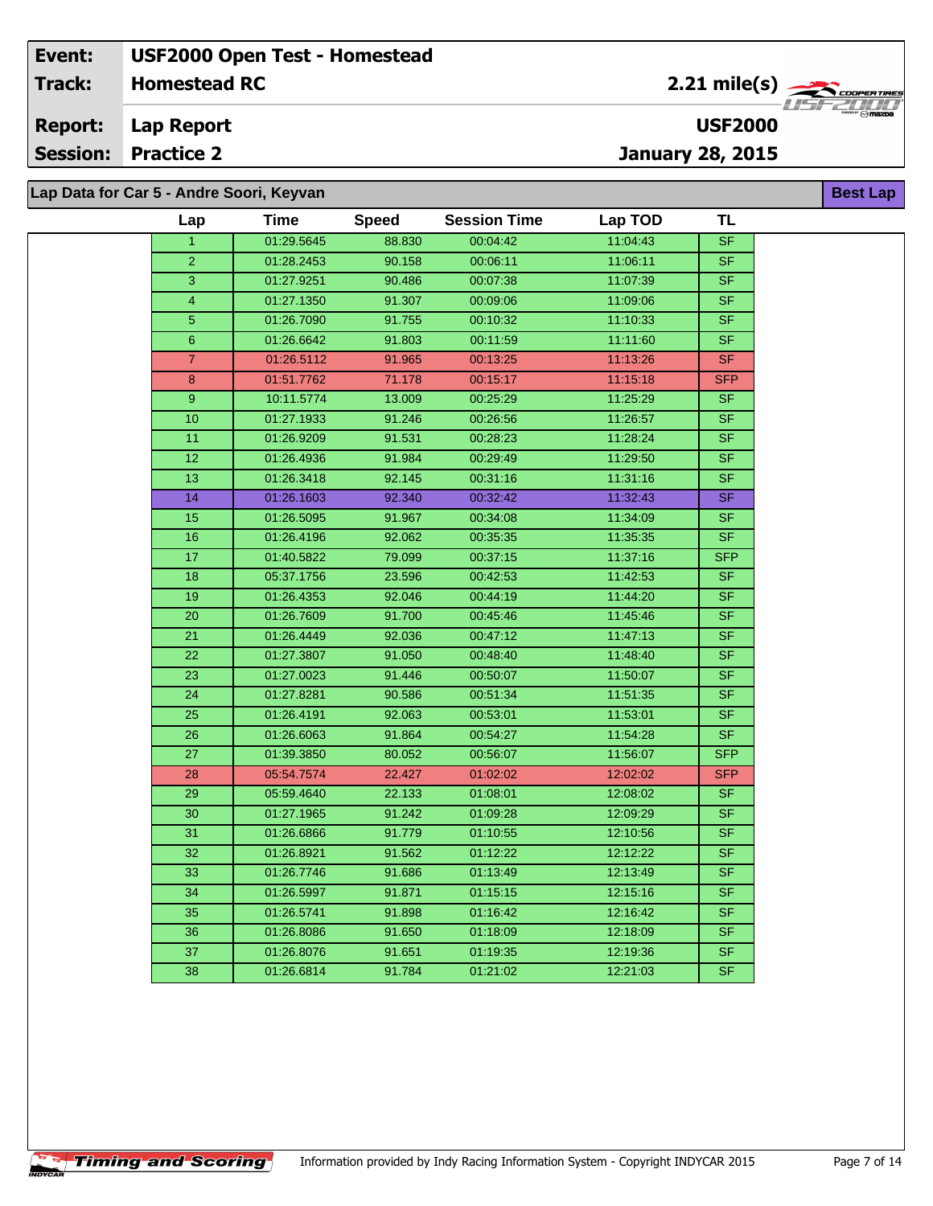| | |
|---|---|
| **Event:** | **USF2000 Open Test - Homestead** |
| **Track:** | **Homestead RC** |
| **Report:** | **Lap Report** |
| **Session:** | **Practice 2** |

**2.21 mile(s)**

**USF2000**

**January 28, 2015**

**Lap Data for Car 5 - Andre Soori, Keyvan**

**Best Lap**

| Lap | Time | Speed | Session Time | Lap TOD | TL |
|---|---|---|---|---|---|
| 1 | 01:29.5645 | 88.830 | 00:04:42 | 11:04:43 | SF |
| 2 | 01:28.2453 | 90.158 | 00:06:11 | 11:06:11 | SF |
| 3 | 01:27.9251 | 90.486 | 00:07:38 | 11:07:39 | SF |
| 4 | 01:27.1350 | 91.307 | 00:09:06 | 11:09:06 | SF |
| 5 | 01:26.7090 | 91.755 | 00:10:32 | 11:10:33 | SF |
| 6 | 01:26.6642 | 91.803 | 00:11:59 | 11:11:60 | SF |
| 7 | 01:26.5112 | 91.965 | 00:13:25 | 11:13:26 | SF |
| 8 | 01:51.7762 | 71.178 | 00:15:17 | 11:15:18 | SFP |
| 9 | 10:11.5774 | 13.009 | 00:25:29 | 11:25:29 | SF |
| 10 | 01:27.1933 | 91.246 | 00:26:56 | 11:26:57 | SF |
| 11 | 01:26.9209 | 91.531 | 00:28:23 | 11:28:24 | SF |
| 12 | 01:26.4936 | 91.984 | 00:29:49 | 11:29:50 | SF |
| 13 | 01:26.3418 | 92.145 | 00:31:16 | 11:31:16 | SF |
| 14 | 01:26.1603 | 92.340 | 00:32:42 | 11:32:43 | SF |
| 15 | 01:26.5095 | 91.967 | 00:34:08 | 11:34:09 | SF |
| 16 | 01:26.4196 | 92.062 | 00:35:35 | 11:35:35 | SF |
| 17 | 01:40.5822 | 79.099 | 00:37:15 | 11:37:16 | SFP |
| 18 | 05:37.1756 | 23.596 | 00:42:53 | 11:42:53 | SF |
| 19 | 01:26.4353 | 92.046 | 00:44:19 | 11:44:20 | SF |
| 20 | 01:26.7609 | 91.700 | 00:45:46 | 11:45:46 | SF |
| 21 | 01:26.4449 | 92.036 | 00:47:13 | 11:47:13 | SF |
| 22 | 01:27.3807 | 91.050 | 00:48:40 | 11:48:40 | SF |
| 23 | 01:27.0023 | 91.446 | 00:50:07 | 11:50:07 | SF |
| 24 | 01:27.8281 | 90.586 | 00:51:34 | 11:51:35 | SF |
| 25 | 01:26.4191 | 92.063 | 00:53:01 | 11:53:01 | SF |
| 26 | 01:26.6063 | 91.864 | 00:54:27 | 11:54:28 | SF |
| 27 | 01:39.3850 | 80.052 | 00:56:07 | 11:56:07 | SFP |
| 28 | 05:54.7574 | 22.427 | 01:02:02 | 12:02:02 | SFP |
| 29 | 05:59.4640 | 22.133 | 01:08:01 | 12:08:02 | SF |
| 30 | 01:27.1965 | 91.242 | 01:09:28 | 12:09:29 | SF |
| 31 | 01:26.6866 | 91.779 | 01:10:55 | 12:10:56 | SF |
| 32 | 01:26.8921 | 91.562 | 01:12:22 | 12:12:22 | SF |
| 33 | 01:26.7746 | 91.686 | 01:13:49 | 12:13:49 | SF |
| 34 | 01:26.5997 | 91.871 | 01:15:15 | 12:15:16 | SF |
| 35 | 01:26.5741 | 91.898 | 01:16:42 | 12:16:42 | SF |
| 36 | 01:26.8086 | 91.650 | 01:18:09 | 12:18:09 | SF |
| 37 | 01:26.8076 | 91.651 | 01:19:35 | 12:19:36 | SF |
| 38 | 01:26.6814 | 91.784 | 01:21:02 | 12:21:03 | SF |

Information provided by Indy Racing Information System - Copyright INDYCAR 2015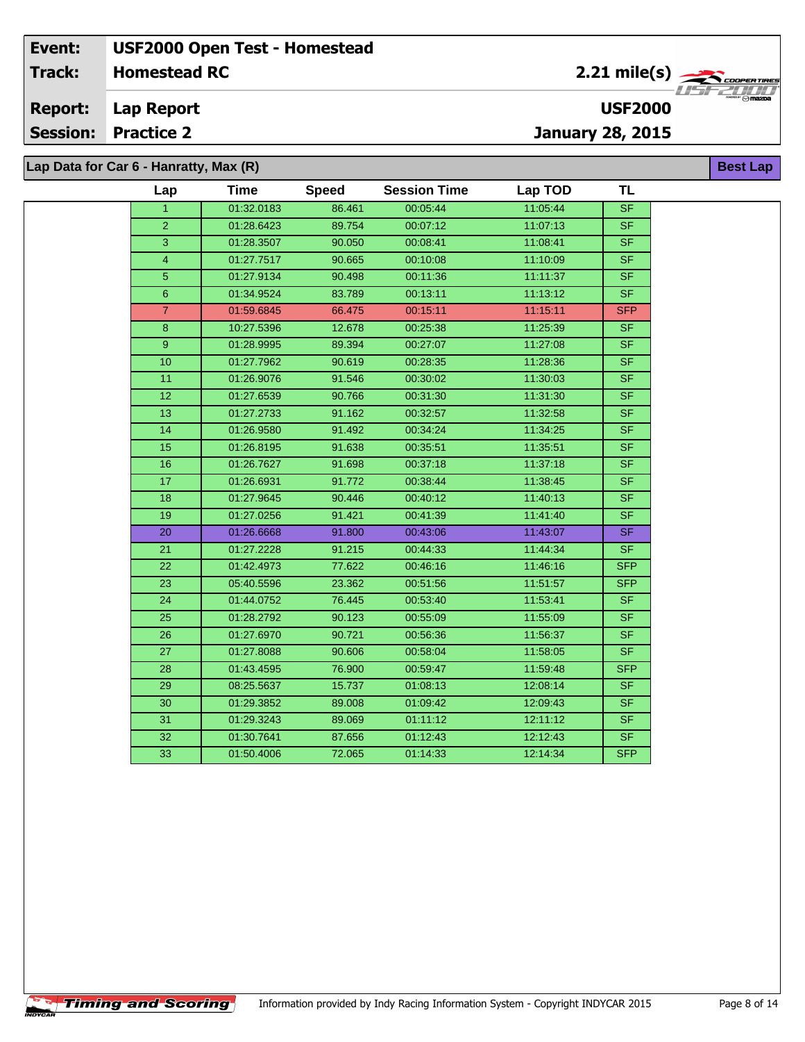| | | | |
|---|---|---|---|
| **Event:** | **USF2000 Open Test - Homestead** | | |
| **Track:** | **Homestead RC** | **2.21 mile(s)** | |
| **Report:** | **Lap Report** | **USF2000** | |
| **Session:** | **Practice 2** | **January 28, 2015** | |

**Lap Data for Car 6 - Hanratty, Max (R)**

**Best Lap**

| Lap | Time | Speed | Session Time | Lap TOD | TL |
|---|---|---|---|---|---|
| 1 | 01:32.0183 | 86.461 | 00:05:44 | 11:05:44 | SF |
| 2 | 01:28.6423 | 89.754 | 00:07:12 | 11:07:13 | SF |
| 3 | 01:28.3507 | 90.050 | 00:08:41 | 11:08:41 | SF |
| 4 | 01:27.7517 | 90.665 | 00:10:08 | 11:10:09 | SF |
| 5 | 01:27.9134 | 90.498 | 00:11:36 | 11:11:37 | SF |
| 6 | 01:34.9524 | 83.789 | 00:13:11 | 11:13:12 | SF |
| 7 | 01:59.6845 | 66.475 | 00:15:11 | 11:15:11 | SFP |
| 8 | 10:27.5396 | 12.678 | 00:25:38 | 11:25:39 | SF |
| 9 | 01:28.9995 | 89.394 | 00:27:07 | 11:27:08 | SF |
| 10 | 01:27.7962 | 90.619 | 00:28:35 | 11:28:36 | SF |
| 11 | 01:26.9076 | 91.546 | 00:30:02 | 11:30:03 | SF |
| 12 | 01:27.6539 | 90.766 | 00:31:30 | 11:31:30 | SF |
| 13 | 01:27.2733 | 91.162 | 00:32:57 | 11:32:58 | SF |
| 14 | 01:26.9580 | 91.492 | 00:34:24 | 11:34:25 | SF |
| 15 | 01:26.8195 | 91.638 | 00:35:51 | 11:35:51 | SF |
| 16 | 01:26.7627 | 91.698 | 00:37:18 | 11:37:18 | SF |
| 17 | 01:26.6931 | 91.772 | 00:38:44 | 11:38:45 | SF |
| 18 | 01:27.9645 | 90.446 | 00:40:12 | 11:40:13 | SF |
| 19 | 01:27.0256 | 91.421 | 00:41:39 | 11:41:40 | SF |
| 20 | 01:26.6668 | 91.800 | 00:43:06 | 11:43:07 | SF |
| 21 | 01:27.2228 | 91.215 | 00:44:33 | 11:44:34 | SF |
| 22 | 01:42.4973 | 77.622 | 00:46:16 | 11:46:16 | SFP |
| 23 | 05:40.5596 | 23.362 | 00:51:56 | 11:51:57 | SFP |
| 24 | 01:44.0752 | 76.445 | 00:53:40 | 11:53:41 | SF |
| 25 | 01:28.2792 | 90.123 | 00:55:09 | 11:55:09 | SF |
| 26 | 01:27.6970 | 90.721 | 00:56:36 | 11:56:37 | SF |
| 27 | 01:27.8088 | 90.606 | 00:58:04 | 11:58:05 | SF |
| 28 | 01:43.4595 | 76.900 | 00:59:47 | 11:59:48 | SFP |
| 29 | 08:25.5637 | 15.737 | 01:08:13 | 12:08:14 | SF |
| 30 | 01:29.3852 | 89.008 | 01:09:42 | 12:09:43 | SF |
| 31 | 01:29.3243 | 89.069 | 01:11:12 | 12:11:12 | SF |
| 32 | 01:30.7641 | 87.656 | 01:12:43 | 12:12:43 | SF |
| 33 | 01:50.4006 | 72.065 | 01:14:33 | 12:14:34 | SFP |

Information provided by Indy Racing Information System - Copyright INDYCAR 2015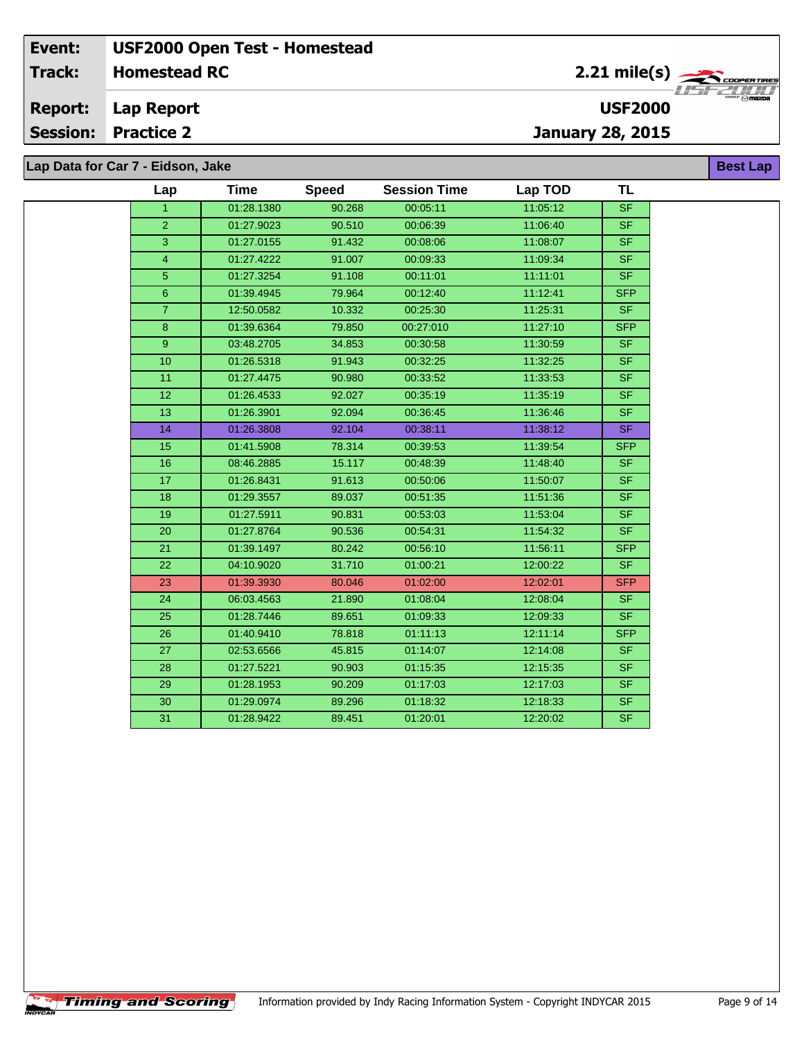| | | | |
|---|---|---|---|
| **Event:** | **USF2000 Open Test - Homestead** | | |
| **Track:** | **Homestead RC** | **2.21 mile(s)** | |
| **Report:** | **Lap Report** | **USF2000** | |
| **Session:** | **Practice 2** | **January 28, 2015** | |

## Lap Data for Car 7 - Eidson, Jake

**Best Lap**

| Lap | Time | Speed | Session Time | Lap TOD | TL |
|---|---|---|---|---|---|
| 1 | 01:28.1380 | 90.268 | 00:05:11 | 11:05:12 | SF |
| 2 | 01:27.9023 | 90.510 | 00:06:39 | 11:06:40 | SF |
| 3 | 01:27.0155 | 91.432 | 00:08:06 | 11:08:07 | SF |
| 4 | 01:27.4222 | 91.007 | 00:09:33 | 11:09:34 | SF |
| 5 | 01:27.3254 | 91.108 | 00:11:01 | 11:11:01 | SF |
| 6 | 01:39.4945 | 79.964 | 00:12:40 | 11:12:41 | SFP |
| 7 | 12:50.0582 | 10.332 | 00:25:30 | 11:25:31 | SF |
| 8 | 01:39.6364 | 79.850 | 00:27:010 | 11:27:10 | SFP |
| 9 | 03:48.2705 | 34.853 | 00:30:58 | 11:30:59 | SF |
| 10 | 01:26.5318 | 91.943 | 00:32:25 | 11:32:25 | SF |
| 11 | 01:27.4475 | 90.980 | 00:33:52 | 11:33:53 | SF |
| 12 | 01:26.4533 | 92.027 | 00:35:19 | 11:35:19 | SF |
| 13 | 01:26.3901 | 92.094 | 00:36:45 | 11:36:46 | SF |
| 14 | 01:26.3808 | 92.104 | 00:38:11 | 11:38:12 | SF |
| 15 | 01:41.5908 | 78.314 | 00:39:53 | 11:39:54 | SFP |
| 16 | 08:46.2885 | 15.117 | 00:48:39 | 11:48:40 | SF |
| 17 | 01:26.8431 | 91.613 | 00:50:06 | 11:50:07 | SF |
| 18 | 01:29.3557 | 89.037 | 00:51:35 | 11:51:36 | SF |
| 19 | 01:27.5911 | 90.831 | 00:53:03 | 11:53:04 | SF |
| 20 | 01:27.8764 | 90.536 | 00:54:31 | 11:54:32 | SF |
| 21 | 01:39.1497 | 80.242 | 00:56:10 | 11:56:11 | SFP |
| 22 | 04:10.9020 | 31.710 | 01:00:21 | 12:00:22 | SF |
| 23 | 01:39.3930 | 80.046 | 01:02:00 | 12:02:01 | SFP |
| 24 | 06:03.4563 | 21.890 | 01:08:04 | 12:08:04 | SF |
| 25 | 01:28.7446 | 89.651 | 01:09:33 | 12:09:33 | SF |
| 26 | 01:40.9410 | 78.818 | 01:11:13 | 12:11:14 | SFP |
| 27 | 02:53.6566 | 45.815 | 01:14:07 | 12:14:08 | SF |
| 28 | 01:27.5221 | 90.903 | 01:15:35 | 12:15:35 | SF |
| 29 | 01:28.1953 | 90.209 | 01:17:03 | 12:17:03 | SF |
| 30 | 01:29.0974 | 89.296 | 01:18:32 | 12:18:33 | SF |
| 31 | 01:28.9422 | 89.451 | 01:20:01 | 12:20:02 | SF |

Timing and Scoring

Information provided by Indy Racing Information System - Copyright INDYCAR 2015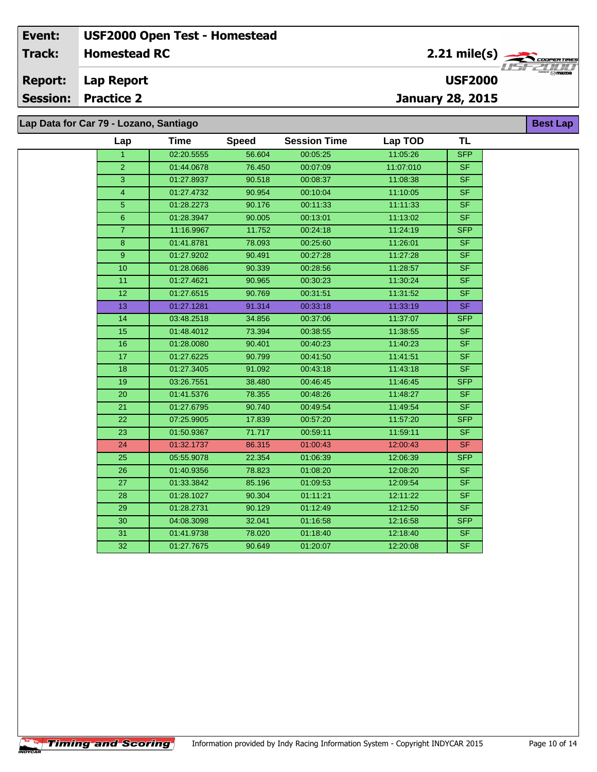| | | | |
|---|---|---|---|
| **Event:** | **USF2000 Open Test - Homestead** | | |
| **Track:** | **Homestead RC** | **2.21 mile(s)** | |
| **Report:** | **Lap Report** | **USF2000** | |
| **Session:** | **Practice 2** | **January 28, 2015** | |

## Lap Data for Car 79 - Lozano, Santiago

**Best Lap**

| Lap | Time | Speed | Session Time | Lap TOD | TL |
|---|---|---|---|---|---|
| 1 | 02:20.5555 | 56.604 | 00:05:25 | 11:05:26 | SFP |
| 2 | 01:44.0678 | 76.450 | 00:07:09 | 11:07:010 | SF |
| 3 | 01:27.8937 | 90.518 | 00:08:37 | 11:08:38 | SF |
| 4 | 01:27.4732 | 90.954 | 00:10:04 | 11:10:05 | SF |
| 5 | 01:28.2273 | 90.176 | 00:11:33 | 11:11:33 | SF |
| 6 | 01:28.3947 | 90.005 | 00:13:01 | 11:13:02 | SF |
| 7 | 11:16.9967 | 11.752 | 00:24:18 | 11:24:19 | SFP |
| 8 | 01:41.8781 | 78.093 | 00:25:60 | 11:26:01 | SF |
| 9 | 01:27.9202 | 90.491 | 00:27:28 | 11:27:28 | SF |
| 10 | 01:28.0686 | 90.339 | 00:28:56 | 11:28:57 | SF |
| 11 | 01:27.4621 | 90.965 | 00:30:23 | 11:30:24 | SF |
| 12 | 01:27.6515 | 90.769 | 00:31:51 | 11:31:52 | SF |
| 13 | 01:27.1281 | 91.314 | 00:33:18 | 11:33:19 | SF |
| 14 | 03:48.2518 | 34.856 | 00:37:06 | 11:37:07 | SFP |
| 15 | 01:48.4012 | 73.394 | 00:38:55 | 11:38:55 | SF |
| 16 | 01:28.0080 | 90.401 | 00:40:23 | 11:40:23 | SF |
| 17 | 01:27.6225 | 90.799 | 00:41:50 | 11:41:51 | SF |
| 18 | 01:27.3405 | 91.092 | 00:43:18 | 11:43:18 | SF |
| 19 | 03:26.7551 | 38.480 | 00:46:45 | 11:46:45 | SFP |
| 20 | 01:41.5376 | 78.355 | 00:48:26 | 11:48:27 | SF |
| 21 | 01:27.6795 | 90.740 | 00:49:54 | 11:49:54 | SF |
| 22 | 07:25.9905 | 17.839 | 00:57:20 | 11:57:20 | SFP |
| 23 | 01:50.9367 | 71.717 | 00:59:11 | 11:59:11 | SF |
| 24 | 01:32.1737 | 86.315 | 01:00:43 | 12:00:43 | SF |
| 25 | 05:55.9078 | 22.354 | 01:06:39 | 12:06:39 | SFP |
| 26 | 01:40.9356 | 78.823 | 01:08:20 | 12:08:20 | SF |
| 27 | 01:33.3842 | 85.196 | 01:09:53 | 12:09:54 | SF |
| 28 | 01:28.1027 | 90.304 | 01:11:21 | 12:11:22 | SF |
| 29 | 01:28.2731 | 90.129 | 01:12:49 | 12:12:50 | SF |
| 30 | 04:08.3098 | 32.041 | 01:16:58 | 12:16:58 | SFP |
| 31 | 01:41.9738 | 78.020 | 01:18:40 | 12:18:40 | SF |
| 32 | 01:27.7675 | 90.649 | 01:20:07 | 12:20:08 | SF |

Information provided by Indy Racing Information System - Copyright INDYCAR 2015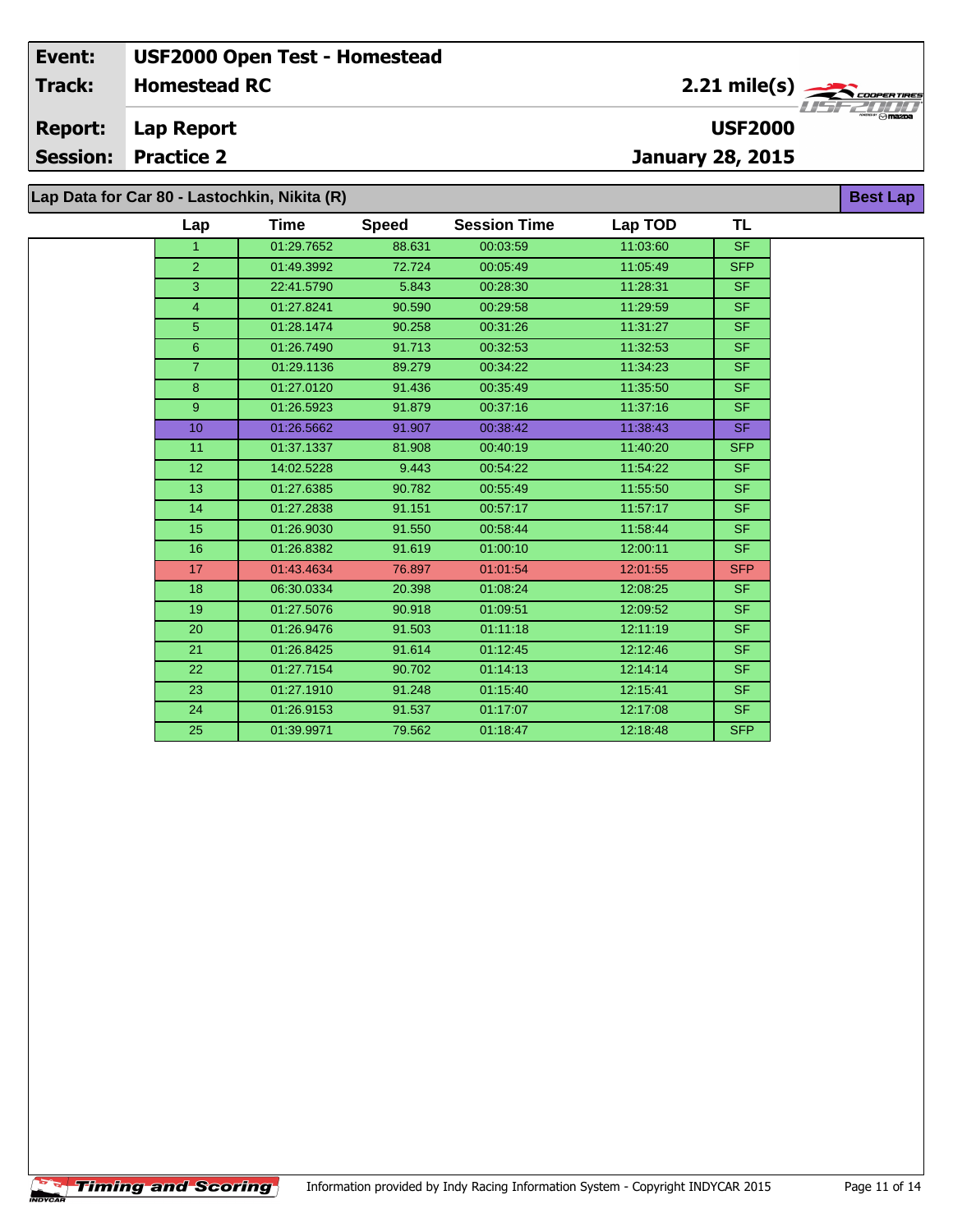| | | | |
|---|---|---|---|
| **Event:** | **USF2000 Open Test - Homestead** | | |
| **Track:** | **Homestead RC** | **2.21 mile(s)** | |
| **Report:** | **Lap Report** | **USF2000** | |
| **Session:** | **Practice 2** | **January 28, 2015** | |

## Lap Data for Car 80 - Lastochkin, Nikita (R)

**Best Lap**

| Lap | Time | Speed | Session Time | Lap TOD | TL |
|---|---|---|---|---|---|
| 1 | 01:29.7652 | 88.631 | 00:03:59 | 11:03:60 | SF |
| 2 | 01:49.3992 | 72.724 | 00:05:49 | 11:05:49 | SFP |
| 3 | 22:41.5790 | 5.843 | 00:28:30 | 11:28:31 | SF |
| 4 | 01:27.8241 | 90.590 | 00:29:58 | 11:29:59 | SF |
| 5 | 01:28.1474 | 90.258 | 00:31:26 | 11:31:27 | SF |
| 6 | 01:26.7490 | 91.713 | 00:32:53 | 11:32:53 | SF |
| 7 | 01:29.1136 | 89.279 | 00:34:22 | 11:34:23 | SF |
| 8 | 01:27.0120 | 91.436 | 00:35:49 | 11:35:50 | SF |
| 9 | 01:26.5923 | 91.879 | 00:37:16 | 11:37:16 | SF |
| 10 | 01:26.5662 | 91.907 | 00:38:42 | 11:38:43 | SF |
| 11 | 01:37.1337 | 81.908 | 00:40:19 | 11:40:20 | SFP |
| 12 | 14:02.5228 | 9.443 | 00:54:22 | 11:54:22 | SF |
| 13 | 01:27.6385 | 90.782 | 00:55:49 | 11:55:50 | SF |
| 14 | 01:27.2838 | 91.151 | 00:57:17 | 11:57:17 | SF |
| 15 | 01:26.9030 | 91.550 | 00:58:44 | 11:58:44 | SF |
| 16 | 01:26.8382 | 91.619 | 01:00:10 | 12:00:11 | SF |
| 17 | 01:43.4634 | 76.897 | 01:01:54 | 12:01:55 | SFP |
| 18 | 06:30.0334 | 20.398 | 01:08:24 | 12:08:25 | SF |
| 19 | 01:27.5076 | 90.918 | 01:09:51 | 12:09:52 | SF |
| 20 | 01:26.9476 | 91.503 | 01:11:18 | 12:11:19 | SF |
| 21 | 01:26.8425 | 91.614 | 01:12:45 | 12:12:46 | SF |
| 22 | 01:27.7154 | 90.702 | 01:14:13 | 12:14:14 | SF |
| 23 | 01:27.1910 | 91.248 | 01:15:40 | 12:15:41 | SF |
| 24 | 01:26.9153 | 91.537 | 01:17:07 | 12:17:08 | SF |
| 25 | 01:39.9971 | 79.562 | 01:18:47 | 12:18:48 | SFP |

Information provided by Indy Racing Information System - Copyright INDYCAR 2015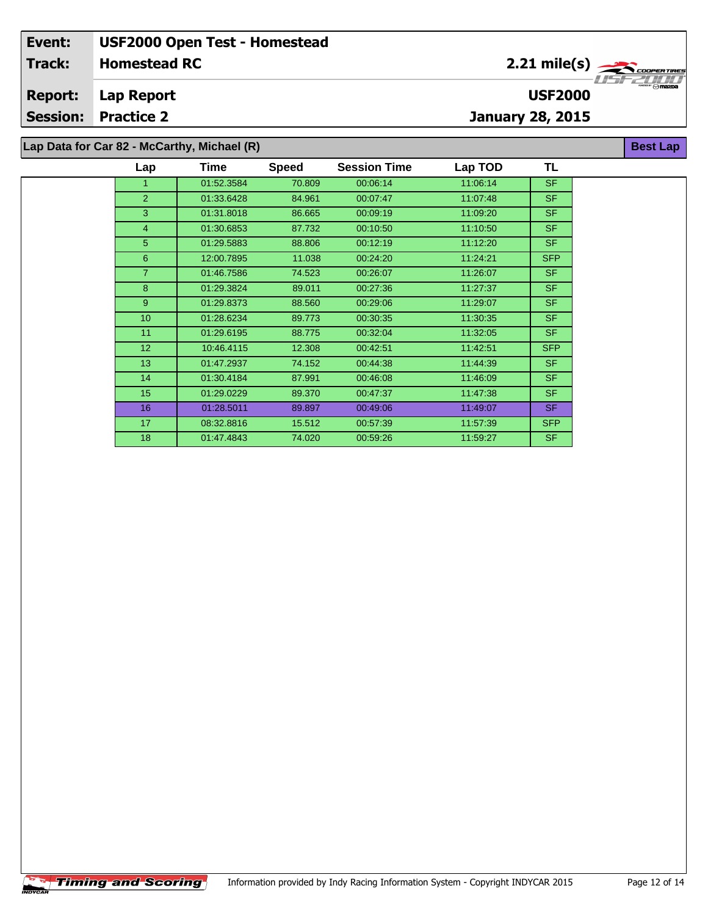| Event: | USF2000 Open Test - Homestead | |
|---|---|---|
| Track: | Homestead RC | 2.21 mile(s) |
| Report: | Lap Report | USF2000 |
| Session: | Practice 2 | January 28, 2015 |

## Lap Data for Car 82 - McCarthy, Michael (R)

Best Lap

| Lap | Time | Speed | Session Time | Lap TOD | TL |
|---|---|---|---|---|---|
| 1 | 01:52.3584 | 70.809 | 00:06:14 | 11:06:14 | SF |
| 2 | 01:33.6428 | 84.961 | 00:07:47 | 11:07:48 | SF |
| 3 | 01:31.8018 | 86.665 | 00:09:19 | 11:09:20 | SF |
| 4 | 01:30.6853 | 87.732 | 00:10:50 | 11:10:50 | SF |
| 5 | 01:29.5883 | 88.806 | 00:12:19 | 11:12:20 | SF |
| 6 | 12:00.7895 | 11.038 | 00:24:20 | 11:24:21 | SFP |
| 7 | 01:46.7586 | 74.523 | 00:26:07 | 11:26:07 | SF |
| 8 | 01:29.3824 | 89.011 | 00:27:36 | 11:27:37 | SF |
| 9 | 01:29.8373 | 88.560 | 00:29:06 | 11:29:07 | SF |
| 10 | 01:28.6234 | 89.773 | 00:30:35 | 11:30:35 | SF |
| 11 | 01:29.6195 | 88.775 | 00:32:04 | 11:32:05 | SF |
| 12 | 10:46.4115 | 12.308 | 00:42:51 | 11:42:51 | SFP |
| 13 | 01:47.2937 | 74.152 | 00:44:38 | 11:44:39 | SF |
| 14 | 01:30.4184 | 87.991 | 00:46:08 | 11:46:09 | SF |
| 15 | 01:29.0229 | 89.370 | 00:47:37 | 11:47:38 | SF |
| 16 | 01:28.5011 | 89.897 | 00:49:06 | 11:49:07 | SF |
| 17 | 08:32.8816 | 15.512 | 00:57:39 | 11:57:39 | SFP |
| 18 | 01:47.4843 | 74.020 | 00:59:26 | 11:59:27 | SF |

Information provided by Indy Racing Information System - Copyright INDYCAR 2015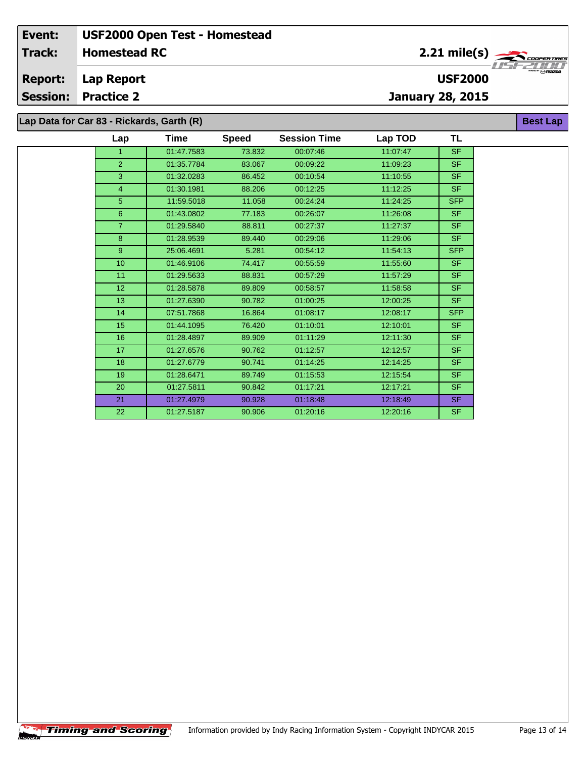**Event:** USF2000 Open Test - Homestead

**Track:** Homestead RC — 2.21 mile(s)

**Report:** Lap Report — USF2000

**Session:** Practice 2 — January 28, 2015

## Lap Data for Car 83 - Rickards, Garth (R)

Best Lap

| Lap | Time | Speed | Session Time | Lap TOD | TL |
|---|---|---|---|---|---|
| 1 | 01:47.7583 | 73.832 | 00:07:46 | 11:07:47 | SF |
| 2 | 01:35.7784 | 83.067 | 00:09:22 | 11:09:23 | SF |
| 3 | 01:32.0283 | 86.452 | 00:10:54 | 11:10:55 | SF |
| 4 | 01:30.1981 | 88.206 | 00:12:25 | 11:12:25 | SF |
| 5 | 11:59.5018 | 11.058 | 00:24:24 | 11:24:25 | SFP |
| 6 | 01:43.0802 | 77.183 | 00:26:07 | 11:26:08 | SF |
| 7 | 01:29.5840 | 88.811 | 00:27:37 | 11:27:37 | SF |
| 8 | 01:28.9539 | 89.440 | 00:29:06 | 11:29:06 | SF |
| 9 | 25:06.4691 | 5.281 | 00:54:12 | 11:54:13 | SFP |
| 10 | 01:46.9106 | 74.417 | 00:55:59 | 11:55:60 | SF |
| 11 | 01:29.5633 | 88.831 | 00:57:29 | 11:57:29 | SF |
| 12 | 01:28.5878 | 89.809 | 00:58:57 | 11:58:58 | SF |
| 13 | 01:27.6390 | 90.782 | 01:00:25 | 12:00:25 | SF |
| 14 | 07:51.7868 | 16.864 | 01:08:17 | 12:08:17 | SFP |
| 15 | 01:44.1095 | 76.420 | 01:10:01 | 12:10:01 | SF |
| 16 | 01:28.4897 | 89.909 | 01:11:29 | 12:11:30 | SF |
| 17 | 01:27.6576 | 90.762 | 01:12:57 | 12:12:57 | SF |
| 18 | 01:27.6779 | 90.741 | 01:14:25 | 12:14:25 | SF |
| 19 | 01:28.6471 | 89.749 | 01:15:53 | 12:15:54 | SF |
| 20 | 01:27.5811 | 90.842 | 01:17:21 | 12:17:21 | SF |
| 21 | 01:27.4979 | 90.928 | 01:18:48 | 12:18:49 | SF |
| 22 | 01:27.5187 | 90.906 | 01:20:16 | 12:20:16 | SF |

Information provided by Indy Racing Information System - Copyright INDYCAR 2015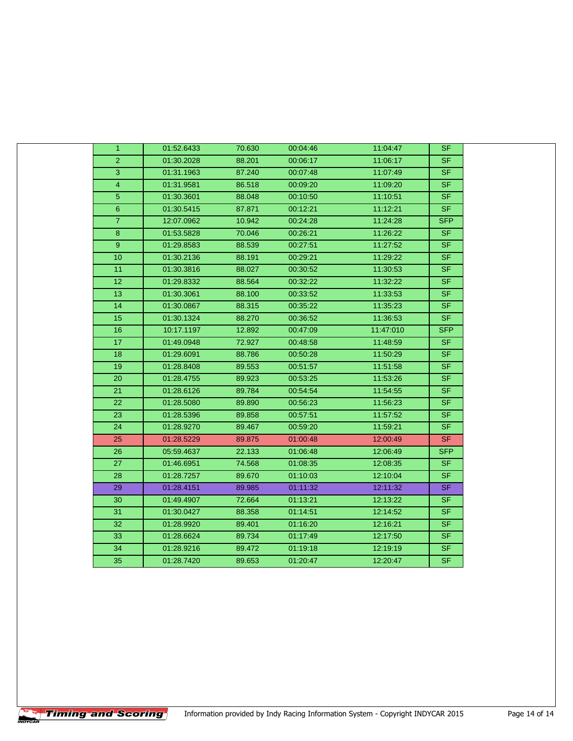| | | | | | |
|---|---|---|---|---|---|
| 1 | 01:52.6433 | 70.630 | 00:04:46 | 11:04:47 | SF |
| 2 | 01:30.2028 | 88.201 | 00:06:17 | 11:06:17 | SF |
| 3 | 01:31.1963 | 87.240 | 00:07:48 | 11:07:49 | SF |
| 4 | 01:31.9581 | 86.518 | 00:09:20 | 11:09:20 | SF |
| 5 | 01:30.3601 | 88.048 | 00:10:50 | 11:10:51 | SF |
| 6 | 01:30.5415 | 87.871 | 00:12:21 | 11:12:21 | SF |
| 7 | 12:07.0962 | 10.942 | 00:24:28 | 11:24:28 | SFP |
| 8 | 01:53.5828 | 70.046 | 00:26:21 | 11:26:22 | SF |
| 9 | 01:29.8583 | 88.539 | 00:27:51 | 11:27:52 | SF |
| 10 | 01:30.2136 | 88.191 | 00:29:21 | 11:29:22 | SF |
| 11 | 01:30.3816 | 88.027 | 00:30:52 | 11:30:53 | SF |
| 12 | 01:29.8332 | 88.564 | 00:32:22 | 11:32:22 | SF |
| 13 | 01:30.3061 | 88.100 | 00:33:52 | 11:33:53 | SF |
| 14 | 01:30.0867 | 88.315 | 00:35:22 | 11:35:23 | SF |
| 15 | 01:30.1324 | 88.270 | 00:36:52 | 11:36:53 | SF |
| 16 | 10:17.1197 | 12.892 | 00:47:09 | 11:47:010 | SFP |
| 17 | 01:49.0948 | 72.927 | 00:48:58 | 11:48:59 | SF |
| 18 | 01:29.6091 | 88.786 | 00:50:28 | 11:50:29 | SF |
| 19 | 01:28.8408 | 89.553 | 00:51:57 | 11:51:58 | SF |
| 20 | 01:28.4755 | 89.923 | 00:53:25 | 11:53:26 | SF |
| 21 | 01:28.6126 | 89.784 | 00:54:54 | 11:54:55 | SF |
| 22 | 01:28.5080 | 89.890 | 00:56:23 | 11:56:23 | SF |
| 23 | 01:28.5396 | 89.858 | 00:57:51 | 11:57:52 | SF |
| 24 | 01:28.9270 | 89.467 | 00:59:20 | 11:59:21 | SF |
| 25 | 01:28.5229 | 89.875 | 01:00:48 | 12:00:49 | SF |
| 26 | 05:59.4637 | 22.133 | 01:06:48 | 12:06:49 | SFP |
| 27 | 01:46.6951 | 74.568 | 01:08:35 | 12:08:35 | SF |
| 28 | 01:28.7257 | 89.670 | 01:10:03 | 12:10:04 | SF |
| 29 | 01:28.4151 | 89.985 | 01:11:32 | 12:11:32 | SF |
| 30 | 01:49.4907 | 72.664 | 01:13:21 | 12:13:22 | SF |
| 31 | 01:30.0427 | 88.358 | 01:14:51 | 12:14:52 | SF |
| 32 | 01:28.9920 | 89.401 | 01:16:20 | 12:16:21 | SF |
| 33 | 01:28.6624 | 89.734 | 01:17:49 | 12:17:50 | SF |
| 34 | 01:28.9216 | 89.472 | 01:19:18 | 12:19:19 | SF |
| 35 | 01:28.7420 | 89.653 | 01:20:47 | 12:20:47 | SF |

Timing and Scoring

Information provided by Indy Racing Information System - Copyright INDYCAR 2015